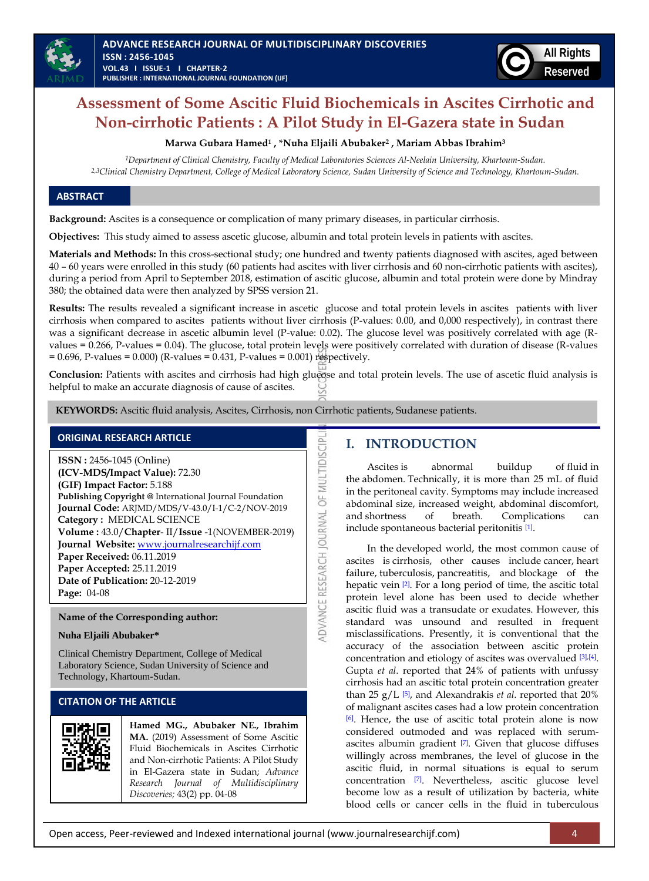# Assessment of Some Ascitic Fluid Biochemicals in Ascites Cirrhotic and Non-cirrhotic Patients : A Pilot Study in El-Gazera state in Sudan

**Marwa Gubara Hamed[1] , *Nuha Eljaili Abubaker[2] , Mariam Abbas Ibrahim[3]**

[1]Department of Clinical Chemistry, Faculty of Medical Laboratories Sciences Al-Neelain University, Khartoum-Sudan.
[2,3]Clinical Chemistry Department, College of Medical Laboratory Science, Sudan University of Science and Technology, Khartoum-Sudan.

## ABSTRACT

**Background:** Ascites is a consequence or complication of many primary diseases, in particular cirrhosis.

**Objectives:** This study aimed to assess ascetic glucose, albumin and total protein levels in patients with ascites.

**Materials and Methods:** In this cross-sectional study; one hundred and twenty patients diagnosed with ascites, aged between 40 – 60 years were enrolled in this study (60 patients had ascites with liver cirrhosis and 60 non-cirrhotic patients with ascites), during a period from April to September 2018, estimation of ascitic glucose, albumin and total protein were done by Mindray 380; the obtained data were then analyzed by SPSS version 21.

**Results:** The results revealed a significant increase in ascetic glucose and total protein levels in ascites patients with liver cirrhosis when compared to ascites patients without liver cirrhosis (P-values: 0.00, and 0,000 respectively), in contrast there was a significant decrease in ascetic albumin level (P-value: 0.02). The glucose level was positively correlated with age (R-values = 0.266, P-values = 0.04). The glucose, total protein levels were positively correlated with duration of disease (R-values = 0.696, P-values = 0.000) (R-values = 0.431, P-values = 0.001) respectively.

**Conclusion:** Patients with ascites and cirrhosis had high glucose and total protein levels. The use of ascetic fluid analysis is helpful to make an accurate diagnosis of cause of ascites.

**KEYWORDS:** Ascitic fluid analysis, Ascites, Cirrhosis, non Cirrhotic patients, Sudanese patients.

### ORIGINAL RESEARCH ARTICLE

**ISSN :** 2456-1045 (Online)
**(ICV-MDS/Impact Value):** 72.30
**(GIF) Impact Factor:** 5.188
**Publishing Copyright @** International Journal Foundation
**Journal Code:** ARJMD/MDS/V-43.0/I-1/C-2/NOV-2019
**Category :** MEDICAL SCIENCE
**Volume :** 43.0/**Chapter**- II/**Issue** -1(NOVEMBER-2019)
**Journal Website:** www.journalresearchijf.com
**Paper Received:** 06.11.2019
**Paper Accepted:** 25.11.2019
**Date of Publication:** 20-12-2019
**Page:** 04-08

**Name of the Corresponding author:**

**Nuha Eljaili Abubaker***

Clinical Chemistry Department, College of Medical Laboratory Science, Sudan University of Science and Technology, Khartoum-Sudan.

### CITATION OF THE ARTICLE

**Hamed MG., Abubaker NE., Ibrahim MA.** (2019) Assessment of Some Ascitic Fluid Biochemicals in Ascites Cirrhotic and Non-cirrhotic Patients: A Pilot Study in El-Gazera state in Sudan; *Advance Research Journal of Multidisciplinary Discoveries;* 43(2) pp. 04-08

## I. INTRODUCTION

Ascites is abnormal buildup of fluid in the abdomen. Technically, it is more than 25 mL of fluid in the peritoneal cavity. Symptoms may include increased abdominal size, increased weight, abdominal discomfort, and shortness of breath. Complications can include spontaneous bacterial peritonitis [1].

In the developed world, the most common cause of ascites is cirrhosis, other causes include cancer, heart failure, tuberculosis, pancreatitis, and blockage of the hepatic vein [2]. For a long period of time, the ascitic total protein level alone has been used to decide whether ascitic fluid was a transudate or exudates. However, this standard was unsound and resulted in frequent misclassifications. Presently, it is conventional that the accuracy of the association between ascitic protein concentration and etiology of ascites was overvalued [3],[4]. Gupta *et al*. reported that 24% of patients with unfussy cirrhosis had an ascitic total protein concentration greater than 25 g/L [5], and Alexandrakis *et al*. reported that 20% of malignant ascites cases had a low protein concentration [6]. Hence, the use of ascitic total protein alone is now considered outmoded and was replaced with serum-ascites albumin gradient [7]. Given that glucose diffuses willingly across membranes, the level of glucose in the ascitic fluid, in normal situations is equal to serum concentration [7]. Nevertheless, ascitic glucose level become low as a result of utilization by bacteria, white blood cells or cancer cells in the fluid in tuberculous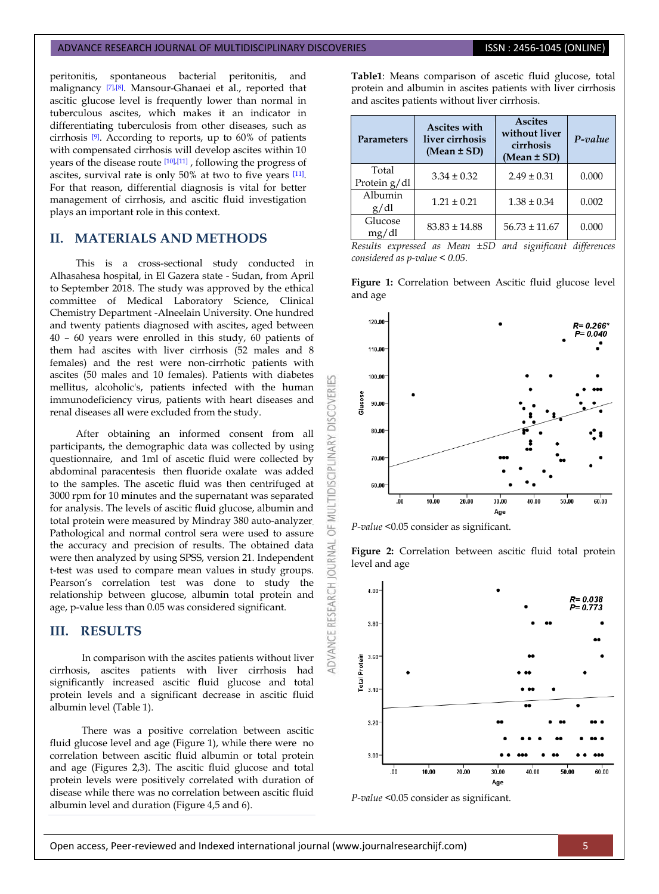peritonitis, spontaneous bacterial peritonitis, and malignancy [7],[8]. Mansour-Ghanaei et al., reported that ascitic glucose level is frequently lower than normal in tuberculous ascites, which makes it an indicator in differentiating tuberculosis from other diseases, such as cirrhosis [9]. According to reports, up to 60% of patients with compensated cirrhosis will develop ascites within 10 years of the disease route [10],[11] , following the progress of ascites, survival rate is only 50% at two to five years [11]. For that reason, differential diagnosis is vital for better management of cirrhosis, and ascitic fluid investigation plays an important role in this context.

## II. MATERIALS AND METHODS

This is a cross-sectional study conducted in Alhasahesa hospital, in El Gazera state - Sudan, from April to September 2018. The study was approved by the ethical committee of Medical Laboratory Science, Clinical Chemistry Department -Alneelain University. One hundred and twenty patients diagnosed with ascites, aged between 40 – 60 years were enrolled in this study, 60 patients of them had ascites with liver cirrhosis (52 males and 8 females) and the rest were non-cirrhotic patients with ascites (50 males and 10 females). Patients with diabetes mellitus, alcoholic's, patients infected with the human immunodeficiency virus, patients with heart diseases and renal diseases all were excluded from the study.

After obtaining an informed consent from all participants, the demographic data was collected by using questionnaire, and 1ml of ascetic fluid were collected by abdominal paracentesis then fluoride oxalate was added to the samples. The ascetic fluid was then centrifuged at 3000 rpm for 10 minutes and the supernatant was separated for analysis. The levels of ascitic fluid glucose, albumin and total protein were measured by Mindray 380 auto-analyzer. Pathological and normal control sera were used to assure the accuracy and precision of results. The obtained data were then analyzed by using SPSS, version 21. Independent t-test was used to compare mean values in study groups. Pearson's correlation test was done to study the relationship between glucose, albumin total protein and age, p-value less than 0.05 was considered significant.

## III. RESULTS

In comparison with the ascites patients without liver cirrhosis, ascites patients with liver cirrhosis had significantly increased ascitic fluid glucose and total protein levels and a significant decrease in ascitic fluid albumin level (Table 1).

There was a positive correlation between ascitic fluid glucose level and age (Figure 1), while there were no correlation between ascitic fluid albumin or total protein and age (Figures 2,3). The ascitic fluid glucose and total protein levels were positively correlated with duration of disease while there was no correlation between ascitic fluid albumin level and duration (Figure 4,5 and 6).

**Table1**: Means comparison of ascetic fluid glucose, total protein and albumin in ascites patients with liver cirrhosis and ascites patients without liver cirrhosis.

| Parameters | Ascites with liver cirrhosis (Mean ± SD) | Ascites without liver cirrhosis (Mean ± SD) | *P-value* |
|---|---|---|---|
| Total Protein g/dl | 3.34 ± 0.32 | 2.49 ± 0.31 | 0.000 |
| Albumin g/dl | 1.21 ± 0.21 | 1.38 ± 0.34 | 0.002 |
| Glucose mg/dl | 83.83 ± 14.88 | 56.73 ± 11.67 | 0.000 |

*Results expressed as Mean ±SD and significant differences considered as p-value < 0.05.*

**Figure 1:** Correlation between Ascitic fluid glucose level and age

*P-value* <0.05 consider as significant.

**Figure 2:** Correlation between ascitic fluid total protein level and age

*P-value* <0.05 consider as significant.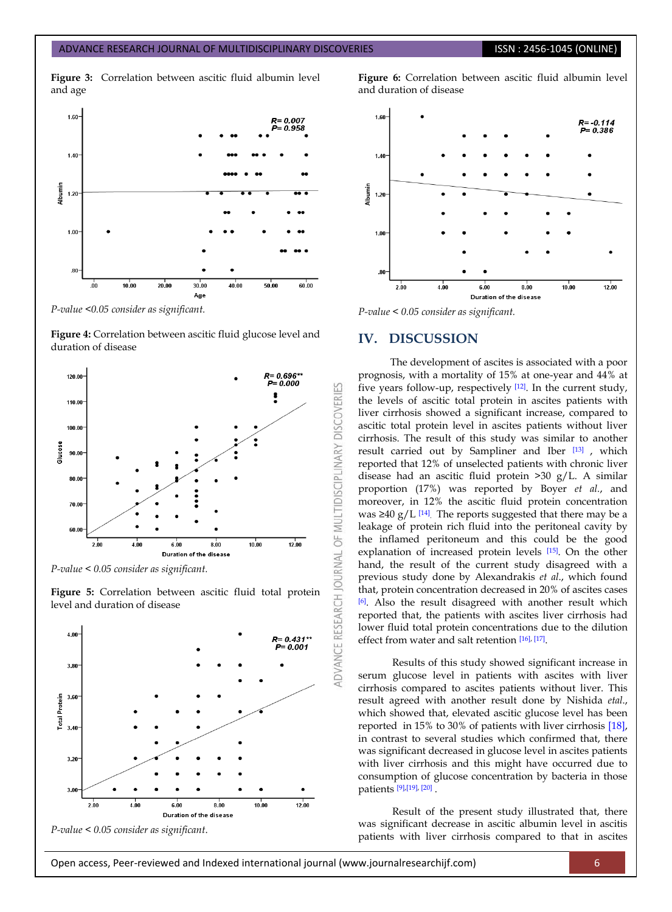**Figure 3:** Correlation between ascitic fluid albumin level and age

*P-value <0.05 consider as significant.*

**Figure 4:** Correlation between ascitic fluid glucose level and duration of disease

*P-value < 0.05 consider as significant.*

**Figure 5:** Correlation between ascitic fluid total protein level and duration of disease

*P-value < 0.05 consider as significant.*

**Figure 6:** Correlation between ascitic fluid albumin level and duration of disease

*P-value < 0.05 consider as significant.*

## IV. DISCUSSION

The development of ascites is associated with a poor prognosis, with a mortality of 15% at one-year and 44% at five years follow-up, respectively [12]. In the current study, the levels of ascitic total protein in ascites patients with liver cirrhosis showed a significant increase, compared to ascitic total protein level in ascites patients without liver cirrhosis. The result of this study was similar to another result carried out by Sampliner and Iber [13], which reported that 12% of unselected patients with chronic liver disease had an ascitic fluid protein >30 g/L. A similar proportion (17%) was reported by Boyer *et al.*, and moreover, in 12% the ascitic fluid protein concentration was ≥40 g/L [14]. The reports suggested that there may be a leakage of protein rich fluid into the peritoneal cavity by the inflamed peritoneum and this could be the good explanation of increased protein levels [15]. On the other hand, the result of the current study disagreed with a previous study done by Alexandrakis *et al.*, which found that, protein concentration decreased in 20% of ascites cases [6]. Also the result disagreed with another result which reported that, the patients with ascites liver cirrhosis had lower fluid total protein concentrations due to the dilution effect from water and salt retention [16], [17].

Results of this study showed significant increase in serum glucose level in patients with ascites with liver cirrhosis compared to ascites patients without liver. This result agreed with another result done by Nishida *etal.*, which showed that, elevated ascitic glucose level has been reported in 15% to 30% of patients with liver cirrhosis [18], in contrast to several studies which confirmed that, there was significant decreased in glucose level in ascites patients with liver cirrhosis and this might have occurred due to consumption of glucose concentration by bacteria in those patients [9],[19], [20].

Result of the present study illustrated that, there was significant decrease in ascitic albumin level in ascitis patients with liver cirrhosis compared to that in ascites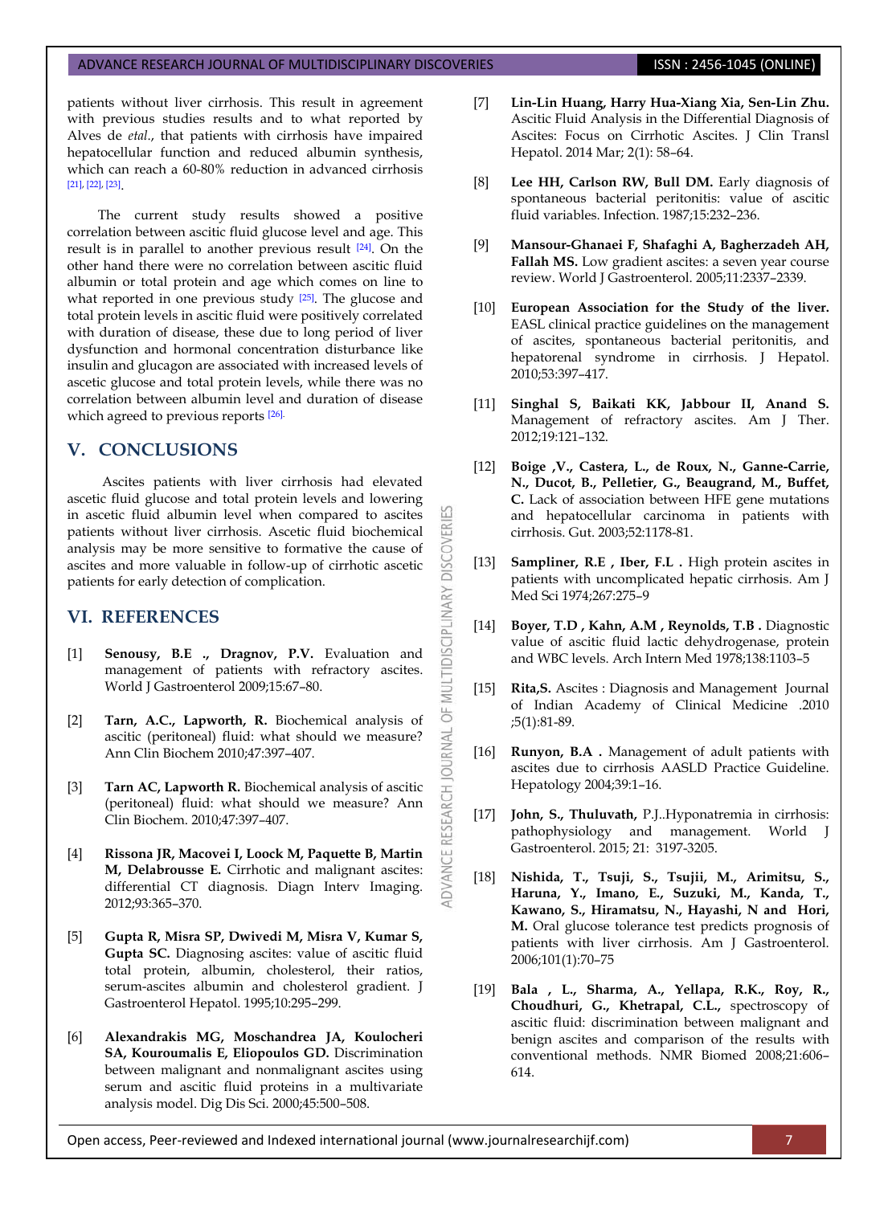patients without liver cirrhosis. This result in agreement with previous studies results and to what reported by Alves de *etal*., that patients with cirrhosis have impaired hepatocellular function and reduced albumin synthesis, which can reach a 60-80% reduction in advanced cirrhosis [21], [22], [23].

The current study results showed a positive correlation between ascitic fluid glucose level and age. This result is in parallel to another previous result [24]. On the other hand there were no correlation between ascitic fluid albumin or total protein and age which comes on line to what reported in one previous study [25]. The glucose and total protein levels in ascitic fluid were positively correlated with duration of disease, these due to long period of liver dysfunction and hormonal concentration disturbance like insulin and glucagon are associated with increased levels of ascetic glucose and total protein levels, while there was no correlation between albumin level and duration of disease which agreed to previous reports [26].

## V. CONCLUSIONS

Ascites patients with liver cirrhosis had elevated ascetic fluid glucose and total protein levels and lowering in ascetic fluid albumin level when compared to ascites patients without liver cirrhosis. Ascetic fluid biochemical analysis may be more sensitive to formative the cause of ascites and more valuable in follow-up of cirrhotic ascetic patients for early detection of complication.

## VI. REFERENCES

[1] **Senousy, B.E ., Dragnov, P.V.** Evaluation and management of patients with refractory ascites. World J Gastroenterol 2009;15:67–80.

[2] **Tarn, A.C., Lapworth, R.** Biochemical analysis of ascitic (peritoneal) fluid: what should we measure? Ann Clin Biochem 2010;47:397–407.

[3] **Tarn AC, Lapworth R.** Biochemical analysis of ascitic (peritoneal) fluid: what should we measure? Ann Clin Biochem. 2010;47:397–407.

[4] **Rissona JR, Macovei I, Loock M, Paquette B, Martin M, Delabrousse E.** Cirrhotic and malignant ascites: differential CT diagnosis. Diagn Interv Imaging. 2012;93:365–370.

[5] **Gupta R, Misra SP, Dwivedi M, Misra V, Kumar S, Gupta SC.** Diagnosing ascites: value of ascitic fluid total protein, albumin, cholesterol, their ratios, serum-ascites albumin and cholesterol gradient. J Gastroenterol Hepatol. 1995;10:295–299.

[6] **Alexandrakis MG, Moschandrea JA, Koulocheri SA, Kouroumalis E, Eliopoulos GD.** Discrimination between malignant and nonmalignant ascites using serum and ascitic fluid proteins in a multivariate analysis model. Dig Dis Sci. 2000;45:500–508.

[7] **Lin-Lin Huang, Harry Hua-Xiang Xia, Sen-Lin Zhu.** Ascitic Fluid Analysis in the Differential Diagnosis of Ascites: Focus on Cirrhotic Ascites. J Clin Transl Hepatol. 2014 Mar; 2(1): 58–64.

[8] **Lee HH, Carlson RW, Bull DM.** Early diagnosis of spontaneous bacterial peritonitis: value of ascitic fluid variables. Infection. 1987;15:232–236.

[9] **Mansour-Ghanaei F, Shafaghi A, Bagherzadeh AH, Fallah MS.** Low gradient ascites: a seven year course review. World J Gastroenterol. 2005;11:2337–2339.

[10] **European Association for the Study of the liver.** EASL clinical practice guidelines on the management of ascites, spontaneous bacterial peritonitis, and hepatorenal syndrome in cirrhosis. J Hepatol. 2010;53:397–417.

[11] **Singhal S, Baikati KK, Jabbour II, Anand S.** Management of refractory ascites. Am J Ther. 2012;19:121–132.

[12] **Boige ,V., Castera, L., de Roux, N., Ganne-Carrie, N., Ducot, B., Pelletier, G., Beaugrand, M., Buffet, C.** Lack of association between HFE gene mutations and hepatocellular carcinoma in patients with cirrhosis. Gut. 2003;52:1178-81.

[13] **Sampliner, R.E , Iber, F.L .** High protein ascites in patients with uncomplicated hepatic cirrhosis. Am J Med Sci 1974;267:275–9

[14] **Boyer, T.D , Kahn, A.M , Reynolds, T.B .** Diagnostic value of ascitic fluid lactic dehydrogenase, protein and WBC levels. Arch Intern Med 1978;138:1103–5

[15] **Rita,S.** Ascites : Diagnosis and Management Journal of Indian Academy of Clinical Medicine .2010 ;5(1):81-89.

[16] **Runyon, B.A .** Management of adult patients with ascites due to cirrhosis AASLD Practice Guideline. Hepatology 2004;39:1–16.

[17] **John, S., Thuluvath,** P.J..Hyponatremia in cirrhosis: pathophysiology and management. World J Gastroenterol. 2015; 21: 3197-3205.

[18] **Nishida, T., Tsuji, S., Tsujii, M., Arimitsu, S., Haruna, Y., Imano, E., Suzuki, M., Kanda, T., Kawano, S., Hiramatsu, N., Hayashi, N and Hori, M.** Oral glucose tolerance test predicts prognosis of patients with liver cirrhosis. Am J Gastroenterol. 2006;101(1):70–75

[19] **Bala , L., Sharma, A., Yellapa, R.K., Roy, R., Choudhuri, G., Khetrapal, C.L.,** spectroscopy of ascitic fluid: discrimination between malignant and benign ascites and comparison of the results with conventional methods. NMR Biomed 2008;21:606–614.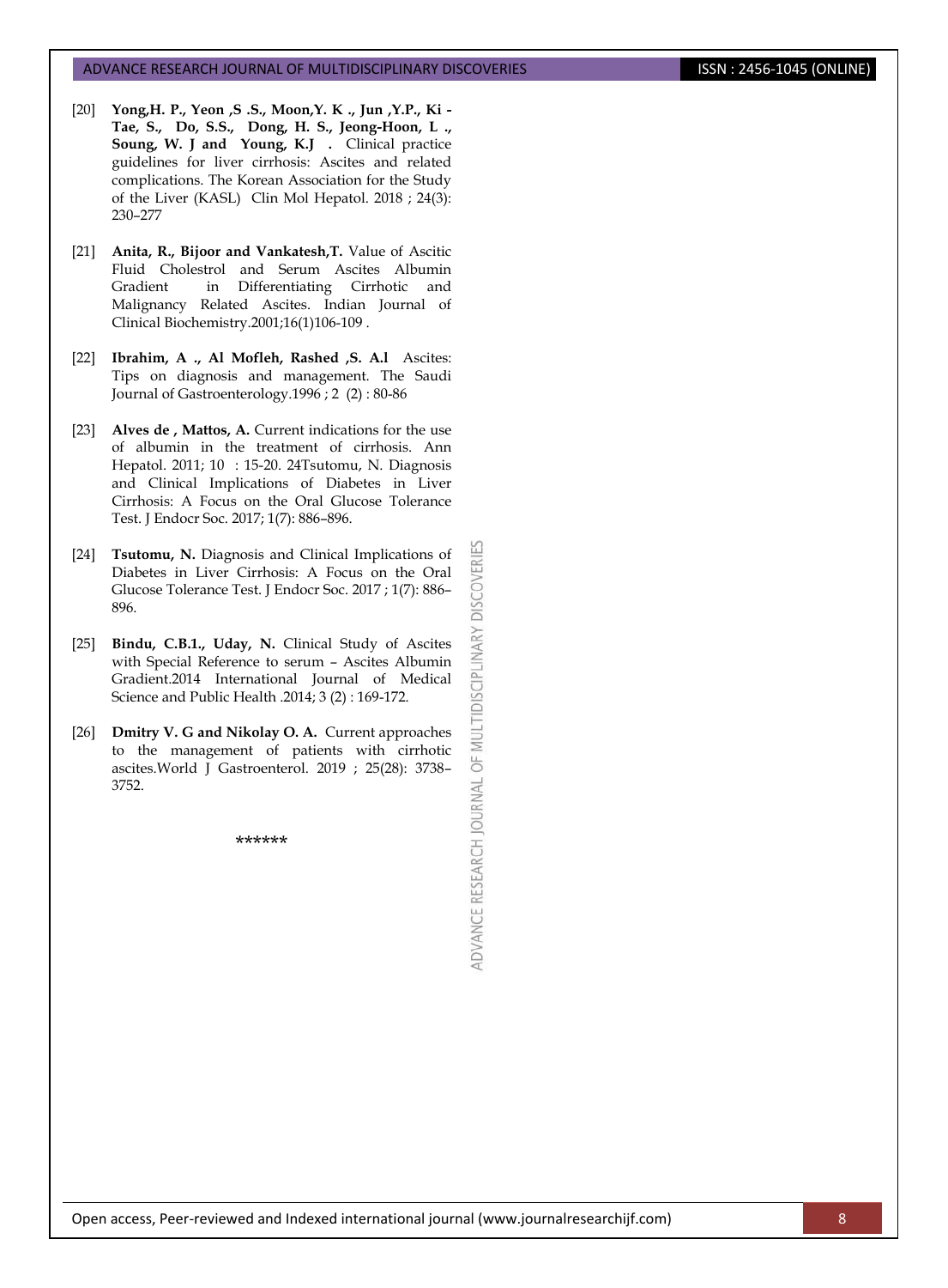[20] **Yong,H. P., Yeon ,S .S., Moon,Y. K ., Jun ,Y.P., Ki -Tae, S., Do, S.S., Dong, H. S., Jeong-Hoon, L ., Soung, W. J and Young, K.J .** Clinical practice guidelines for liver cirrhosis: Ascites and related complications. The Korean Association for the Study of the Liver (KASL) Clin Mol Hepatol. 2018 ; 24(3): 230–277

[21] **Anita, R., Bijoor and Vankatesh,T.** Value of Ascitic Fluid Cholestrol and Serum Ascites Albumin Gradient in Differentiating Cirrhotic and Malignancy Related Ascites. Indian Journal of Clinical Biochemistry.2001;16(1)106-109 .

[22] **Ibrahim, A ., Al Mofleh, Rashed ,S. A.l** Ascites: Tips on diagnosis and management. The Saudi Journal of Gastroenterology.1996 ; 2 (2) : 80-86

[23] **Alves de , Mattos, A.** Current indications for the use of albumin in the treatment of cirrhosis. Ann Hepatol. 2011; 10 : 15-20. 24Tsutomu, N. Diagnosis and Clinical Implications of Diabetes in Liver Cirrhosis: A Focus on the Oral Glucose Tolerance Test. J Endocr Soc. 2017; 1(7): 886–896.

[24] **Tsutomu, N.** Diagnosis and Clinical Implications of Diabetes in Liver Cirrhosis: A Focus on the Oral Glucose Tolerance Test. J Endocr Soc. 2017 ; 1(7): 886–896.

[25] **Bindu, C.B.1., Uday, N.** Clinical Study of Ascites with Special Reference to serum – Ascites Albumin Gradient.2014 International Journal of Medical Science and Public Health .2014; 3 (2) : 169-172.

[26] **Dmitry V. G and Nikolay O. A.** Current approaches to the management of patients with cirrhotic ascites.World J Gastroenterol. 2019 ; 25(28): 3738–3752.

******